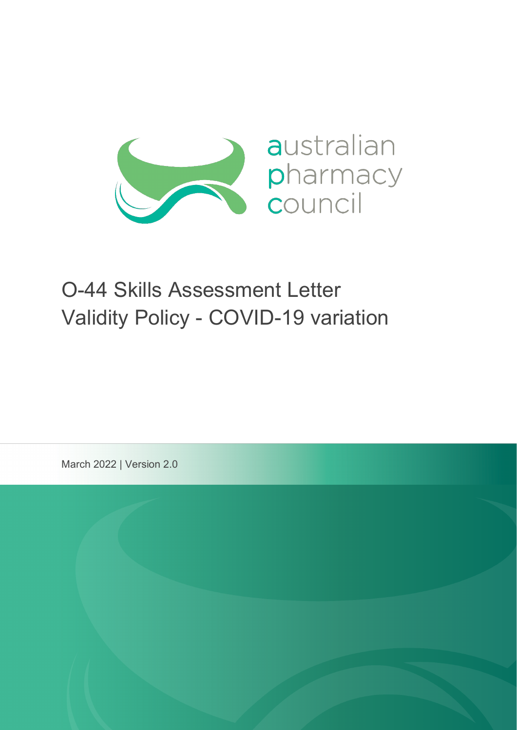australian pharmacy council

# O-44 Skills Assessment Letter Validity Policy - COVID-19 variation

March 2022 | Version 2.0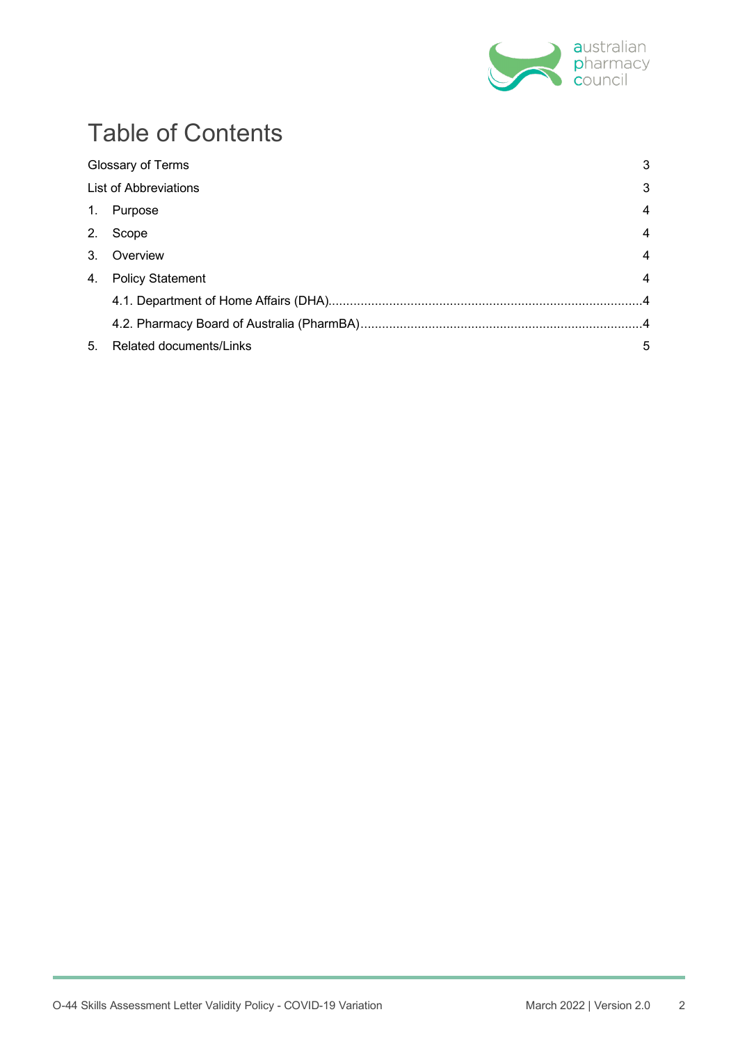# Table of Contents

Glossary of Terms 3

List of Abbreviations 3

1. Purpose 4
2. Scope 4
3. Overview 4
4. Policy Statement 4
   - 4.1. Department of Home Affairs (DHA) 4
   - 4.2. Pharmacy Board of Australia (PharmBA) 4
5. Related documents/Links 5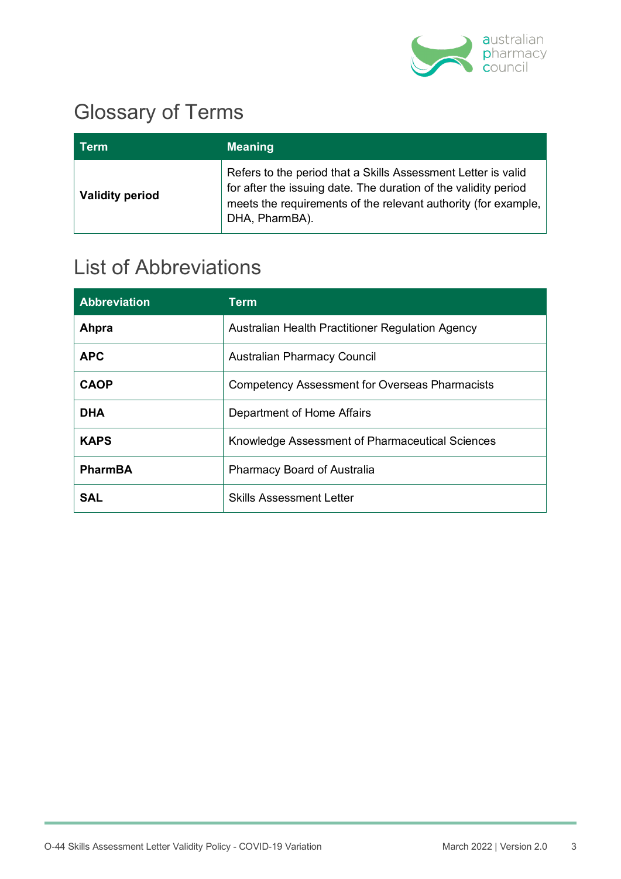# Glossary of Terms

| Term | Meaning |
|---|---|
| **Validity period** | Refers to the period that a Skills Assessment Letter is valid for after the issuing date. The duration of the validity period meets the requirements of the relevant authority (for example, DHA, PharmBA). |

# List of Abbreviations

| Abbreviation | Term |
|---|---|
| **Ahpra** | Australian Health Practitioner Regulation Agency |
| **APC** | Australian Pharmacy Council |
| **CAOP** | Competency Assessment for Overseas Pharmacists |
| **DHA** | Department of Home Affairs |
| **KAPS** | Knowledge Assessment of Pharmaceutical Sciences |
| **PharmBA** | Pharmacy Board of Australia |
| **SAL** | Skills Assessment Letter |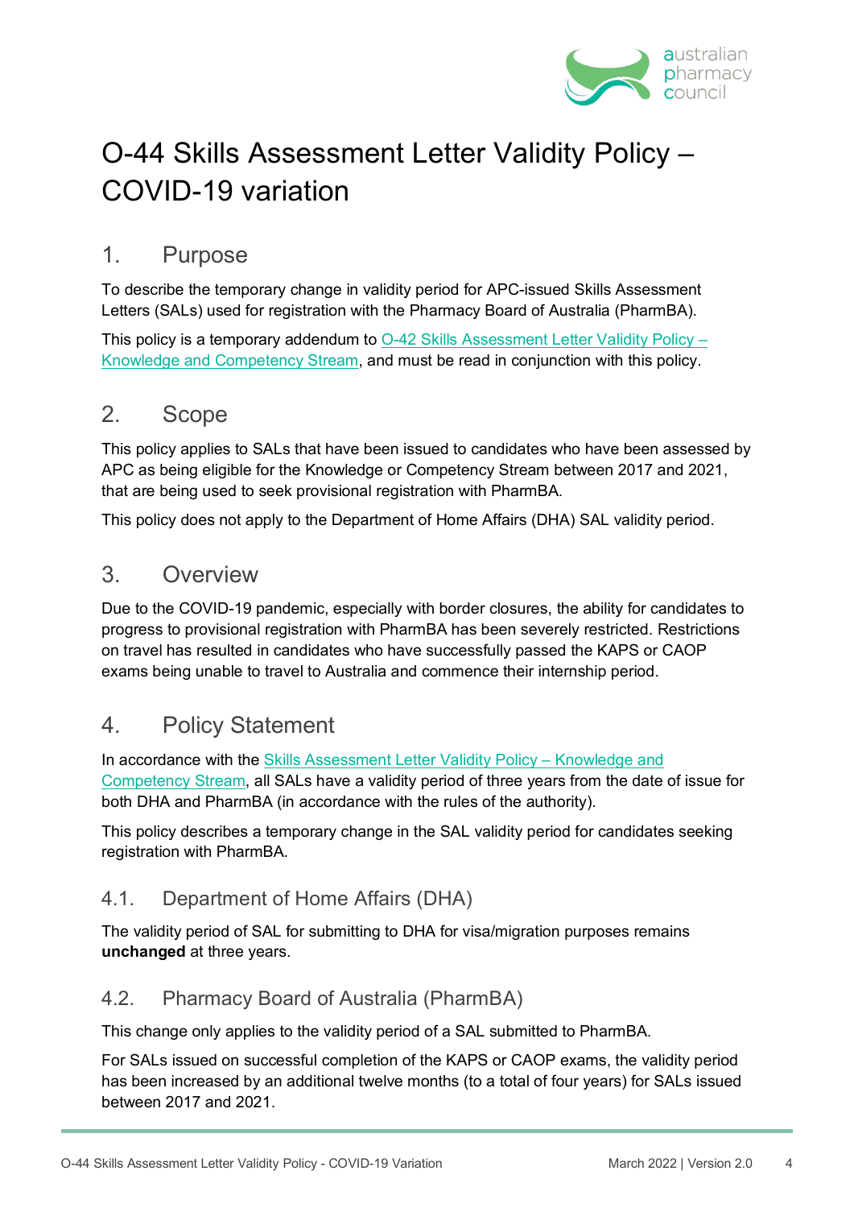# O-44 Skills Assessment Letter Validity Policy – COVID-19 variation

## 1. Purpose

To describe the temporary change in validity period for APC-issued Skills Assessment Letters (SALs) used for registration with the Pharmacy Board of Australia (PharmBA).

This policy is a temporary addendum to [O-42 Skills Assessment Letter Validity Policy – Knowledge and Competency Stream](), and must be read in conjunction with this policy.

## 2. Scope

This policy applies to SALs that have been issued to candidates who have been assessed by APC as being eligible for the Knowledge or Competency Stream between 2017 and 2021, that are being used to seek provisional registration with PharmBA.

This policy does not apply to the Department of Home Affairs (DHA) SAL validity period.

## 3. Overview

Due to the COVID-19 pandemic, especially with border closures, the ability for candidates to progress to provisional registration with PharmBA has been severely restricted. Restrictions on travel has resulted in candidates who have successfully passed the KAPS or CAOP exams being unable to travel to Australia and commence their internship period.

## 4. Policy Statement

In accordance with the [Skills Assessment Letter Validity Policy – Knowledge and Competency Stream](), all SALs have a validity period of three years from the date of issue for both DHA and PharmBA (in accordance with the rules of the authority).

This policy describes a temporary change in the SAL validity period for candidates seeking registration with PharmBA.

### 4.1. Department of Home Affairs (DHA)

The validity period of SAL for submitting to DHA for visa/migration purposes remains **unchanged** at three years.

### 4.2. Pharmacy Board of Australia (PharmBA)

This change only applies to the validity period of a SAL submitted to PharmBA.

For SALs issued on successful completion of the KAPS or CAOP exams, the validity period has been increased by an additional twelve months (to a total of four years) for SALs issued between 2017 and 2021.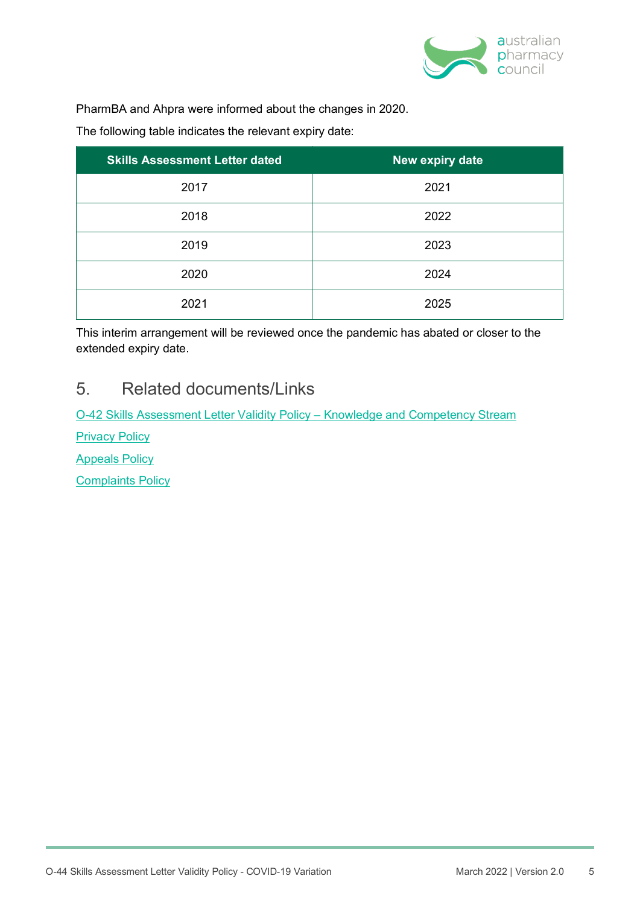PharmBA and Ahpra were informed about the changes in 2020.

The following table indicates the relevant expiry date:

| Skills Assessment Letter dated | New expiry date |
|---|---|
| 2017 | 2021 |
| 2018 | 2022 |
| 2019 | 2023 |
| 2020 | 2024 |
| 2021 | 2025 |

This interim arrangement will be reviewed once the pandemic has abated or closer to the extended expiry date.

## 5. Related documents/Links

O-42 Skills Assessment Letter Validity Policy – Knowledge and Competency Stream

Privacy Policy

Appeals Policy

Complaints Policy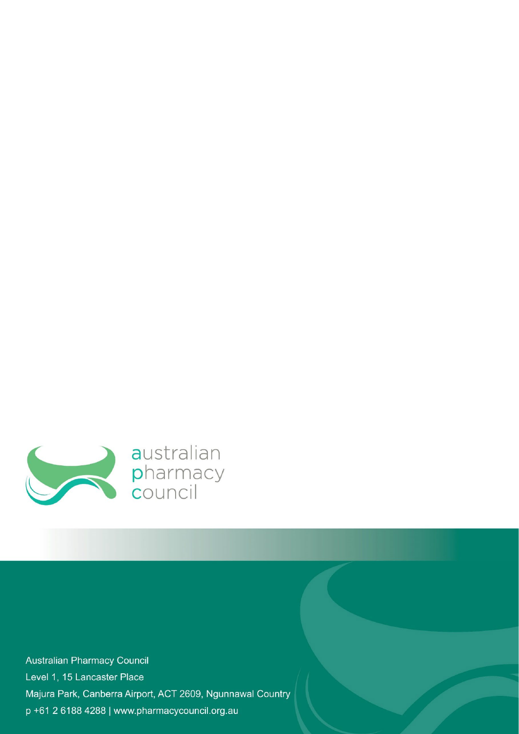australian
pharmacy
council

Australian Pharmacy Council

Level 1, 15 Lancaster Place

Majura Park, Canberra Airport, ACT 2609, Ngunnawal Country

p +61 2 6188 4288 | www.pharmacycouncil.org.au